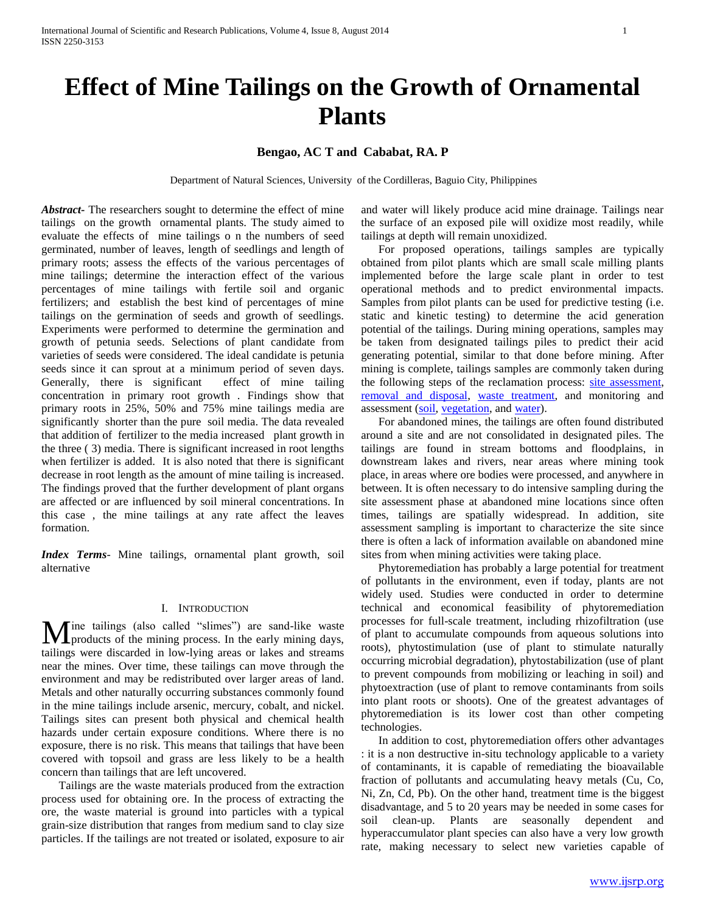# Effect of Mine Tailings on the Growth of Ornamental Plants

**Bengao, AC T and Cababat, RA. P**

Department of Natural Sciences, University of the Cordilleras, Baguio City, Philippines

***Abstract-*** The researchers sought to determine the effect of mine tailings on the growth ornamental plants. The study aimed to evaluate the effects of mine tailings o n the numbers of seed germinated, number of leaves, length of seedlings and length of primary roots; assess the effects of the various percentages of mine tailings; determine the interaction effect of the various percentages of mine tailings with fertile soil and organic fertilizers; and establish the best kind of percentages of mine tailings on the germination of seeds and growth of seedlings. Experiments were performed to determine the germination and growth of petunia seeds. Selections of plant candidate from varieties of seeds were considered. The ideal candidate is petunia seeds since it can sprout at a minimum period of seven days. Generally, there is significant effect of mine tailing concentration in primary root growth . Findings show that primary roots in 25%, 50% and 75% mine tailings media are significantly shorter than the pure soil media. The data revealed that addition of fertilizer to the media increased plant growth in the three ( 3) media. There is significant increased in root lengths when fertilizer is added. It is also noted that there is significant decrease in root length as the amount of mine tailing is increased. The findings proved that the further development of plant organs are affected or are influenced by soil mineral concentrations. In this case , the mine tailings at any rate affect the leaves formation.

***Index Terms-*** Mine tailings, ornamental plant growth, soil alternative

## I. Introduction

Mine tailings (also called "slimes") are sand-like waste products of the mining process. In the early mining days, tailings were discarded in low-lying areas or lakes and streams near the mines. Over time, these tailings can move through the environment and may be redistributed over larger areas of land. Metals and other naturally occurring substances commonly found in the mine tailings include arsenic, mercury, cobalt, and nickel. Tailings sites can present both physical and chemical health hazards under certain exposure conditions. Where there is no exposure, there is no risk. This means that tailings that have been covered with topsoil and grass are less likely to be a health concern than tailings that are left uncovered.

Tailings are the waste materials produced from the extraction process used for obtaining ore. In the process of extracting the ore, the waste material is ground into particles with a typical grain-size distribution that ranges from medium sand to clay size particles. If the tailings are not treated or isolated, exposure to air and water will likely produce acid mine drainage. Tailings near the surface of an exposed pile will oxidize most readily, while tailings at depth will remain unoxidized.

For proposed operations, tailings samples are typically obtained from pilot plants which are small scale milling plants implemented before the large scale plant in order to test operational methods and to predict environmental impacts. Samples from pilot plants can be used for predictive testing (i.e. static and kinetic testing) to determine the acid generation potential of the tailings. During mining operations, samples may be taken from designated tailings piles to predict their acid generating potential, similar to that done before mining. After mining is complete, tailings samples are commonly taken during the following steps of the reclamation process: site assessment, removal and disposal, waste treatment, and monitoring and assessment (soil, vegetation, and water).

For abandoned mines, the tailings are often found distributed around a site and are not consolidated in designated piles. The tailings are found in stream bottoms and floodplains, in downstream lakes and rivers, near areas where mining took place, in areas where ore bodies were processed, and anywhere in between. It is often necessary to do intensive sampling during the site assessment phase at abandoned mine locations since often times, tailings are spatially widespread. In addition, site assessment sampling is important to characterize the site since there is often a lack of information available on abandoned mine sites from when mining activities were taking place.

Phytoremediation has probably a large potential for treatment of pollutants in the environment, even if today, plants are not widely used. Studies were conducted in order to determine technical and economical feasibility of phytoremediation processes for full-scale treatment, including rhizofiltration (use of plant to accumulate compounds from aqueous solutions into roots), phytostimulation (use of plant to stimulate naturally occurring microbial degradation), phytostabilization (use of plant to prevent compounds from mobilizing or leaching in soil) and phytoextraction (use of plant to remove contaminants from soils into plant roots or shoots). One of the greatest advantages of phytoremediation is its lower cost than other competing technologies.

In addition to cost, phytoremediation offers other advantages : it is a non destructive in-situ technology applicable to a variety of contaminants, it is capable of remediating the bioavailable fraction of pollutants and accumulating heavy metals (Cu, Co, Ni, Zn, Cd, Pb). On the other hand, treatment time is the biggest disadvantage, and 5 to 20 years may be needed in some cases for soil clean-up. Plants are seasonally dependent and hyperaccumulator plant species can also have a very low growth rate, making necessary to select new varieties capable of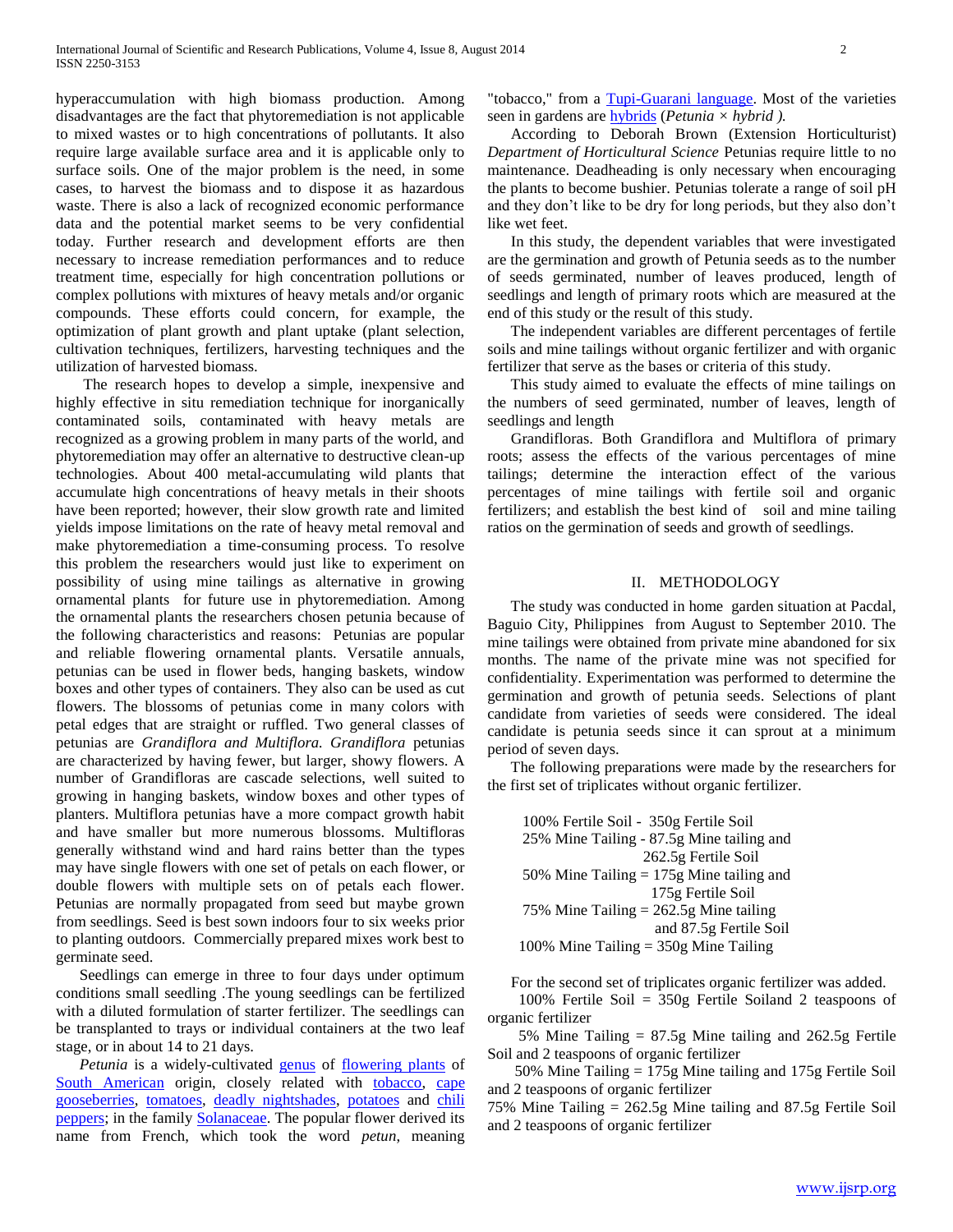hyperaccumulation with high biomass production. Among disadvantages are the fact that phytoremediation is not applicable to mixed wastes or to high concentrations of pollutants. It also require large available surface area and it is applicable only to surface soils. One of the major problem is the need, in some cases, to harvest the biomass and to dispose it as hazardous waste. There is also a lack of recognized economic performance data and the potential market seems to be very confidential today. Further research and development efforts are then necessary to increase remediation performances and to reduce treatment time, especially for high concentration pollutions or complex pollutions with mixtures of heavy metals and/or organic compounds. These efforts could concern, for example, the optimization of plant growth and plant uptake (plant selection, cultivation techniques, fertilizers, harvesting techniques and the utilization of harvested biomass.

The research hopes to develop a simple, inexpensive and highly effective in situ remediation technique for inorganically contaminated soils, contaminated with heavy metals are recognized as a growing problem in many parts of the world, and phytoremediation may offer an alternative to destructive clean-up technologies. About 400 metal-accumulating wild plants that accumulate high concentrations of heavy metals in their shoots have been reported; however, their slow growth rate and limited yields impose limitations on the rate of heavy metal removal and make phytoremediation a time-consuming process. To resolve this problem the researchers would just like to experiment on possibility of using mine tailings as alternative in growing ornamental plants for future use in phytoremediation. Among the ornamental plants the researchers chosen petunia because of the following characteristics and reasons: Petunias are popular and reliable flowering ornamental plants. Versatile annuals, petunias can be used in flower beds, hanging baskets, window boxes and other types of containers. They also can be used as cut flowers. The blossoms of petunias come in many colors with petal edges that are straight or ruffled. Two general classes of petunias are *Grandiflora and Multiflora. Grandiflora* petunias are characterized by having fewer, but larger, showy flowers. A number of Grandifloras are cascade selections, well suited to growing in hanging baskets, window boxes and other types of planters. Multiflora petunias have a more compact growth habit and have smaller but more numerous blossoms. Multifloras generally withstand wind and hard rains better than the types may have single flowers with one set of petals on each flower, or double flowers with multiple sets on of petals each flower. Petunias are normally propagated from seed but maybe grown from seedlings. Seed is best sown indoors four to six weeks prior to planting outdoors. Commercially prepared mixes work best to germinate seed.

Seedlings can emerge in three to four days under optimum conditions small seedling .The young seedlings can be fertilized with a diluted formulation of starter fertilizer. The seedlings can be transplanted to trays or individual containers at the two leaf stage, or in about 14 to 21 days.

*Petunia* is a widely-cultivated genus of flowering plants of South American origin, closely related with tobacco, cape gooseberries, tomatoes, deadly nightshades, potatoes and chili peppers; in the family Solanaceae. The popular flower derived its name from French, which took the word *petun*, meaning "tobacco," from a Tupi-Guarani language. Most of the varieties seen in gardens are hybrids (*Petunia × hybrid ).*

According to Deborah Brown (Extension Horticulturist) *Department of Horticultural Science* Petunias require little to no maintenance. Deadheading is only necessary when encouraging the plants to become bushier. Petunias tolerate a range of soil pH and they don't like to be dry for long periods, but they also don't like wet feet.

In this study, the dependent variables that were investigated are the germination and growth of Petunia seeds as to the number of seeds germinated, number of leaves produced, length of seedlings and length of primary roots which are measured at the end of this study or the result of this study.

The independent variables are different percentages of fertile soils and mine tailings without organic fertilizer and with organic fertilizer that serve as the bases or criteria of this study.

This study aimed to evaluate the effects of mine tailings on the numbers of seed germinated, number of leaves, length of seedlings and length

Grandifloras. Both Grandiflora and Multiflora of primary roots; assess the effects of the various percentages of mine tailings; determine the interaction effect of the various percentages of mine tailings with fertile soil and organic fertilizers; and establish the best kind of soil and mine tailing ratios on the germination of seeds and growth of seedlings.

## II. METHODOLOGY

The study was conducted in home garden situation at Pacdal, Baguio City, Philippines from August to September 2010. The mine tailings were obtained from private mine abandoned for six months. The name of the private mine was not specified for confidentiality. Experimentation was performed to determine the germination and growth of petunia seeds. Selections of plant candidate from varieties of seeds were considered. The ideal candidate is petunia seeds since it can sprout at a minimum period of seven days.

The following preparations were made by the researchers for the first set of triplicates without organic fertilizer.

100% Fertile Soil - 350g Fertile Soil
25% Mine Tailing - 87.5g Mine tailing and 262.5g Fertile Soil
50% Mine Tailing = 175g Mine tailing and 175g Fertile Soil
75% Mine Tailing = 262.5g Mine tailing and 87.5g Fertile Soil
100% Mine Tailing = 350g Mine Tailing

For the second set of triplicates organic fertilizer was added.

100% Fertile Soil = 350g Fertile Soiland 2 teaspoons of organic fertilizer

5% Mine Tailing = 87.5g Mine tailing and 262.5g Fertile Soil and 2 teaspoons of organic fertilizer

50% Mine Tailing = 175g Mine tailing and 175g Fertile Soil and 2 teaspoons of organic fertilizer

75% Mine Tailing = 262.5g Mine tailing and 87.5g Fertile Soil and 2 teaspoons of organic fertilizer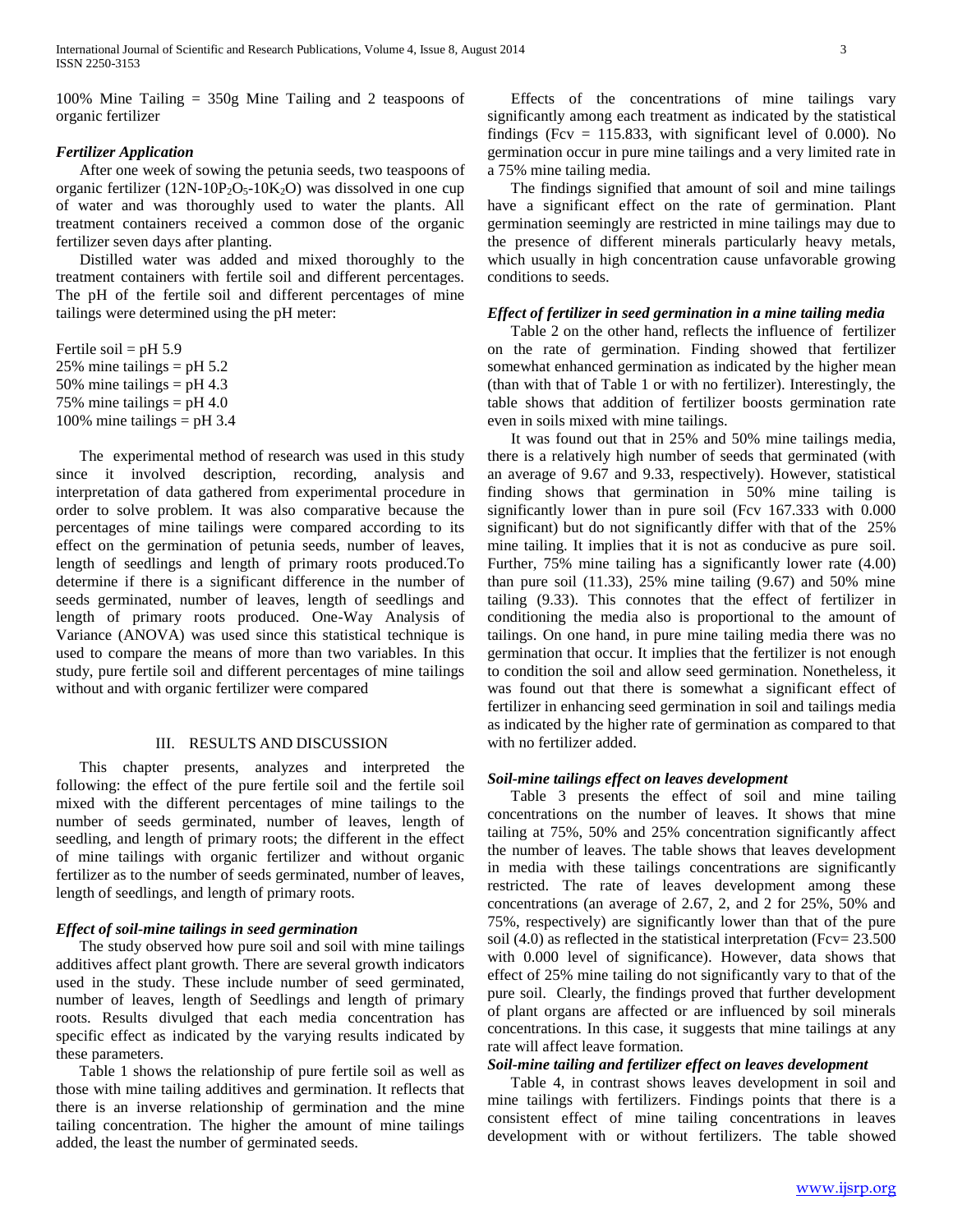100% Mine Tailing = 350g Mine Tailing and 2 teaspoons of organic fertilizer

### *Fertilizer Application*

After one week of sowing the petunia seeds, two teaspoons of organic fertilizer (12N-10$P_2O_5$-10$K_2O$) was dissolved in one cup of water and was thoroughly used to water the plants. All treatment containers received a common dose of the organic fertilizer seven days after planting.

Distilled water was added and mixed thoroughly to the treatment containers with fertile soil and different percentages. The pH of the fertile soil and different percentages of mine tailings were determined using the pH meter:

Fertile soil = pH 5.9
25% mine tailings = pH 5.2
50% mine tailings = pH 4.3
75% mine tailings = pH 4.0
100% mine tailings = pH 3.4

The experimental method of research was used in this study since it involved description, recording, analysis and interpretation of data gathered from experimental procedure in order to solve problem. It was also comparative because the percentages of mine tailings were compared according to its effect on the germination of petunia seeds, number of leaves, length of seedlings and length of primary roots produced.To determine if there is a significant difference in the number of seeds germinated, number of leaves, length of seedlings and length of primary roots produced. One-Way Analysis of Variance (ANOVA) was used since this statistical technique is used to compare the means of more than two variables. In this study, pure fertile soil and different percentages of mine tailings without and with organic fertilizer were compared

## III. Results and Discussion

This chapter presents, analyzes and interpreted the following: the effect of the pure fertile soil and the fertile soil mixed with the different percentages of mine tailings to the number of seeds germinated, number of leaves, length of seedling, and length of primary roots; the different in the effect of mine tailings with organic fertilizer and without organic fertilizer as to the number of seeds germinated, number of leaves, length of seedlings, and length of primary roots.

### *Effect of soil-mine tailings in seed germination*

The study observed how pure soil and soil with mine tailings additives affect plant growth. There are several growth indicators used in the study. These include number of seed germinated, number of leaves, length of Seedlings and length of primary roots. Results divulged that each media concentration has specific effect as indicated by the varying results indicated by these parameters.

Table 1 shows the relationship of pure fertile soil as well as those with mine tailing additives and germination. It reflects that there is an inverse relationship of germination and the mine tailing concentration. The higher the amount of mine tailings added, the least the number of germinated seeds.

Effects of the concentrations of mine tailings vary significantly among each treatment as indicated by the statistical findings (Fcv = 115.833, with significant level of 0.000). No germination occur in pure mine tailings and a very limited rate in a 75% mine tailing media.

The findings signified that amount of soil and mine tailings have a significant effect on the rate of germination. Plant germination seemingly are restricted in mine tailings may due to the presence of different minerals particularly heavy metals, which usually in high concentration cause unfavorable growing conditions to seeds.

### *Effect of fertilizer in seed germination in a mine tailing media*

Table 2 on the other hand, reflects the influence of fertilizer on the rate of germination. Finding showed that fertilizer somewhat enhanced germination as indicated by the higher mean (than with that of Table 1 or with no fertilizer). Interestingly, the table shows that addition of fertilizer boosts germination rate even in soils mixed with mine tailings.

It was found out that in 25% and 50% mine tailings media, there is a relatively high number of seeds that germinated (with an average of 9.67 and 9.33, respectively). However, statistical finding shows that germination in 50% mine tailing is significantly lower than in pure soil (Fcv 167.333 with 0.000 significant) but do not significantly differ with that of the 25% mine tailing. It implies that it is not as conducive as pure soil. Further, 75% mine tailing has a significantly lower rate (4.00) than pure soil (11.33), 25% mine tailing (9.67) and 50% mine tailing (9.33). This connotes that the effect of fertilizer in conditioning the media also is proportional to the amount of tailings. On one hand, in pure mine tailing media there was no germination that occur. It implies that the fertilizer is not enough to condition the soil and allow seed germination. Nonetheless, it was found out that there is somewhat a significant effect of fertilizer in enhancing seed germination in soil and tailings media as indicated by the higher rate of germination as compared to that with no fertilizer added.

### *Soil-mine tailings effect on leaves development*

Table 3 presents the effect of soil and mine tailing concentrations on the number of leaves. It shows that mine tailing at 75%, 50% and 25% concentration significantly affect the number of leaves. The table shows that leaves development in media with these tailings concentrations are significantly restricted. The rate of leaves development among these concentrations (an average of 2.67, 2, and 2 for 25%, 50% and 75%, respectively) are significantly lower than that of the pure soil (4.0) as reflected in the statistical interpretation (Fcv= 23.500 with 0.000 level of significance). However, data shows that effect of 25% mine tailing do not significantly vary to that of the pure soil. Clearly, the findings proved that further development of plant organs are affected or are influenced by soil minerals concentrations. In this case, it suggests that mine tailings at any rate will affect leave formation.

### *Soil-mine tailing and fertilizer effect on leaves development*

Table 4, in contrast shows leaves development in soil and mine tailings with fertilizers. Findings points that there is a consistent effect of mine tailing concentrations in leaves development with or without fertilizers. The table showed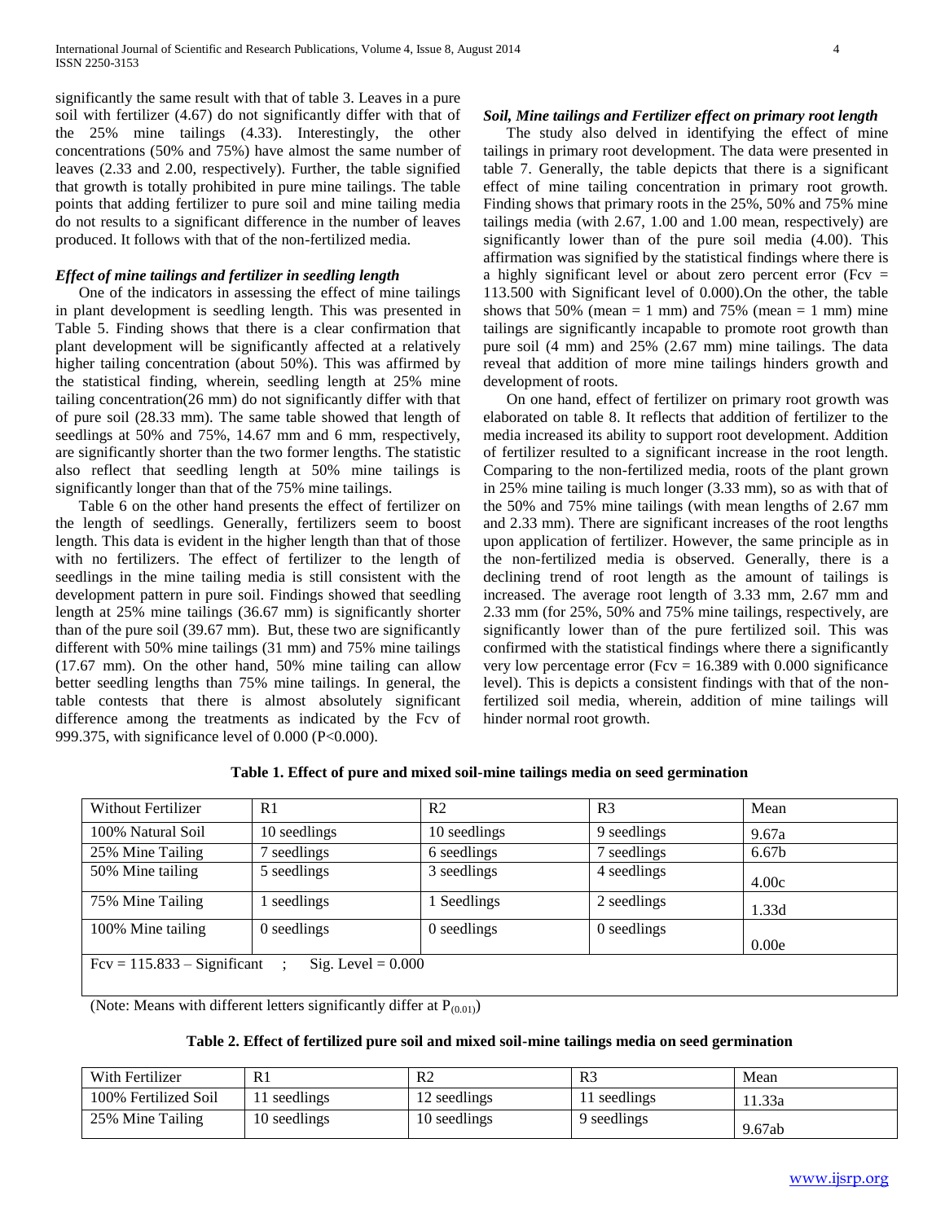significantly the same result with that of table 3. Leaves in a pure soil with fertilizer (4.67) do not significantly differ with that of the 25% mine tailings (4.33). Interestingly, the other concentrations (50% and 75%) have almost the same number of leaves (2.33 and 2.00, respectively). Further, the table signified that growth is totally prohibited in pure mine tailings. The table points that adding fertilizer to pure soil and mine tailing media do not results to a significant difference in the number of leaves produced. It follows with that of the non-fertilized media.

### *Effect of mine tailings and fertilizer in seedling length*

One of the indicators in assessing the effect of mine tailings in plant development is seedling length. This was presented in Table 5. Finding shows that there is a clear confirmation that plant development will be significantly affected at a relatively higher tailing concentration (about 50%). This was affirmed by the statistical finding, wherein, seedling length at 25% mine tailing concentration(26 mm) do not significantly differ with that of pure soil (28.33 mm). The same table showed that length of seedlings at 50% and 75%, 14.67 mm and 6 mm, respectively, are significantly shorter than the two former lengths. The statistic also reflect that seedling length at 50% mine tailings is significantly longer than that of the 75% mine tailings.

Table 6 on the other hand presents the effect of fertilizer on the length of seedlings. Generally, fertilizers seem to boost length. This data is evident in the higher length than that of those with no fertilizers. The effect of fertilizer to the length of seedlings in the mine tailing media is still consistent with the development pattern in pure soil. Findings showed that seedling length at 25% mine tailings (36.67 mm) is significantly shorter than of the pure soil (39.67 mm). But, these two are significantly different with 50% mine tailings (31 mm) and 75% mine tailings (17.67 mm). On the other hand, 50% mine tailing can allow better seedling lengths than 75% mine tailings. In general, the table contests that there is almost absolutely significant difference among the treatments as indicated by the Fcv of 999.375, with significance level of 0.000 ($P<0.000$).

### *Soil, Mine tailings and Fertilizer effect on primary root length*

The study also delved in identifying the effect of mine tailings in primary root development. The data were presented in table 7. Generally, the table depicts that there is a significant effect of mine tailing concentration in primary root growth. Finding shows that primary roots in the 25%, 50% and 75% mine tailings media (with 2.67, 1.00 and 1.00 mean, respectively) are significantly lower than of the pure soil media (4.00). This affirmation was signified by the statistical findings where there is a highly significant level or about zero percent error (Fcv = 113.500 with Significant level of 0.000).On the other, the table shows that 50% (mean = 1 mm) and 75% (mean = 1 mm) mine tailings are significantly incapable to promote root growth than pure soil (4 mm) and 25% (2.67 mm) mine tailings. The data reveal that addition of more mine tailings hinders growth and development of roots.

On one hand, effect of fertilizer on primary root growth was elaborated on table 8. It reflects that addition of fertilizer to the media increased its ability to support root development. Addition of fertilizer resulted to a significant increase in the root length. Comparing to the non-fertilized media, roots of the plant grown in 25% mine tailing is much longer (3.33 mm), so as with that of the 50% and 75% mine tailings (with mean lengths of 2.67 mm and 2.33 mm). There are significant increases of the root lengths upon application of fertilizer. However, the same principle as in the non-fertilized media is observed. Generally, there is a declining trend of root length as the amount of tailings is increased. The average root length of 3.33 mm, 2.67 mm and 2.33 mm (for 25%, 50% and 75% mine tailings, respectively, are significantly lower than of the pure fertilized soil. This was confirmed with the statistical findings where there a significantly very low percentage error (Fcv = 16.389 with 0.000 significance level). This is depicts a consistent findings with that of the non-fertilized soil media, wherein, addition of mine tailings will hinder normal root growth.

**Table 1. Effect of pure and mixed soil-mine tailings media on seed germination**

| Without Fertilizer | R1 | R2 | R3 | Mean |
|---|---|---|---|---|
| 100% Natural Soil | 10 seedlings | 10 seedlings | 9 seedlings | 9.67a |
| 25% Mine Tailing | 7 seedlings | 6 seedlings | 7 seedlings | 6.67b |
| 50% Mine tailing | 5 seedlings | 3 seedlings | 4 seedlings | 4.00c |
| 75% Mine Tailing | 1 seedlings | 1 Seedlings | 2 seedlings | 1.33d |
| 100% Mine tailing | 0 seedlings | 0 seedlings | 0 seedlings | 0.00e |
| Fcv = 115.833 – Significant ; Sig. Level = 0.000 | | | | |

(Note: Means with different letters significantly differ at $P_{(0.01)}$)

**Table 2. Effect of fertilized pure soil and mixed soil-mine tailings media on seed germination**

| With Fertilizer | R1 | R2 | R3 | Mean |
|---|---|---|---|---|
| 100% Fertilized Soil | 11 seedlings | 12 seedlings | 11 seedlings | 11.33a |
| 25% Mine Tailing | 10 seedlings | 10 seedlings | 9 seedlings | 9.67ab |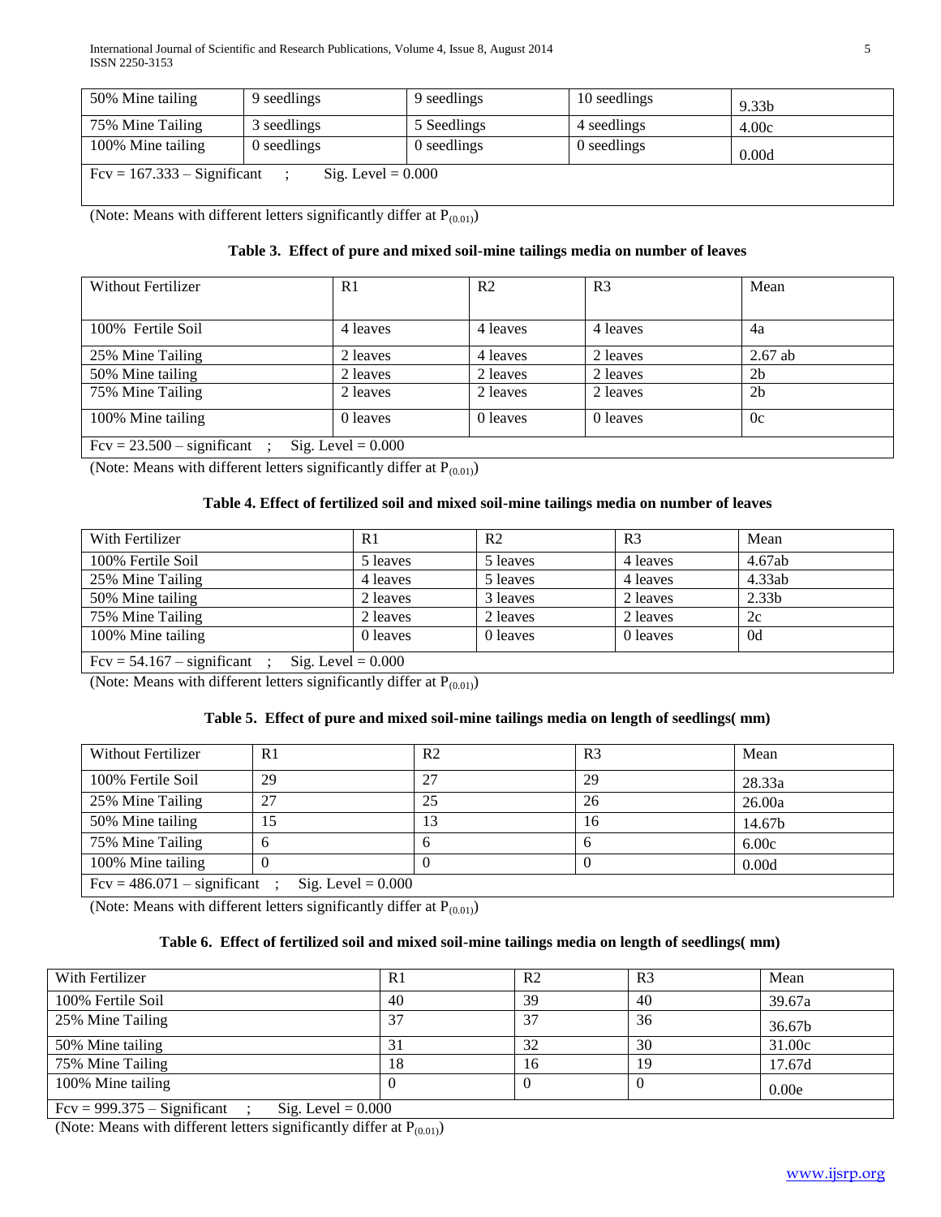| 50% Mine tailing | 9 seedlings | 9 seedlings | 10 seedlings | 9.33b |
|---|---|---|---|---|
| 75% Mine Tailing | 3 seedlings | 5 Seedlings | 4 seedlings | 4.00c |
| 100% Mine tailing | 0 seedlings | 0 seedlings | 0 seedlings | 0.00d |
| Fcv = 167.333 – Significant ; Sig. Level = 0.000 | | | | |

(Note: Means with different letters significantly differ at $P_{(0.01)}$)

**Table 3. Effect of pure and mixed soil-mine tailings media on number of leaves**

| Without Fertilizer | R1 | R2 | R3 | Mean |
|---|---|---|---|---|
| 100% Fertile Soil | 4 leaves | 4 leaves | 4 leaves | 4a |
| 25% Mine Tailing | 2 leaves | 4 leaves | 2 leaves | 2.67 ab |
| 50% Mine tailing | 2 leaves | 2 leaves | 2 leaves | 2b |
| 75% Mine Tailing | 2 leaves | 2 leaves | 2 leaves | 2b |
| 100% Mine tailing | 0 leaves | 0 leaves | 0 leaves | 0c |
| Fcv = 23.500 – significant ; Sig. Level = 0.000 | | | | |

(Note: Means with different letters significantly differ at $P_{(0.01)}$)

**Table 4. Effect of fertilized soil and mixed soil-mine tailings media on number of leaves**

| With Fertilizer | R1 | R2 | R3 | Mean |
|---|---|---|---|---|
| 100% Fertile Soil | 5 leaves | 5 leaves | 4 leaves | 4.67ab |
| 25% Mine Tailing | 4 leaves | 5 leaves | 4 leaves | 4.33ab |
| 50% Mine tailing | 2 leaves | 3 leaves | 2 leaves | 2.33b |
| 75% Mine Tailing | 2 leaves | 2 leaves | 2 leaves | 2c |
| 100% Mine tailing | 0 leaves | 0 leaves | 0 leaves | 0d |
| Fcv = 54.167 – significant ; Sig. Level = 0.000 | | | | |

(Note: Means with different letters significantly differ at $P_{(0.01)}$)

**Table 5. Effect of pure and mixed soil-mine tailings media on length of seedlings( mm)**

| Without Fertilizer | R1 | R2 | R3 | Mean |
|---|---|---|---|---|
| 100% Fertile Soil | 29 | 27 | 29 | 28.33a |
| 25% Mine Tailing | 27 | 25 | 26 | 26.00a |
| 50% Mine tailing | 15 | 13 | 16 | 14.67b |
| 75% Mine Tailing | 6 | 6 | 6 | 6.00c |
| 100% Mine tailing | 0 | 0 | 0 | 0.00d |
| Fcv = 486.071 – significant ; Sig. Level = 0.000 | | | | |

(Note: Means with different letters significantly differ at $P_{(0.01)}$)

**Table 6. Effect of fertilized soil and mixed soil-mine tailings media on length of seedlings( mm)**

| With Fertilizer | R1 | R2 | R3 | Mean |
|---|---|---|---|---|
| 100% Fertile Soil | 40 | 39 | 40 | 39.67a |
| 25% Mine Tailing | 37 | 37 | 36 | 36.67b |
| 50% Mine tailing | 31 | 32 | 30 | 31.00c |
| 75% Mine Tailing | 18 | 16 | 19 | 17.67d |
| 100% Mine tailing | 0 | 0 | 0 | 0.00e |
| Fcv = 999.375 – Significant ; Sig. Level = 0.000 | | | | |

(Note: Means with different letters significantly differ at $P_{(0.01)}$)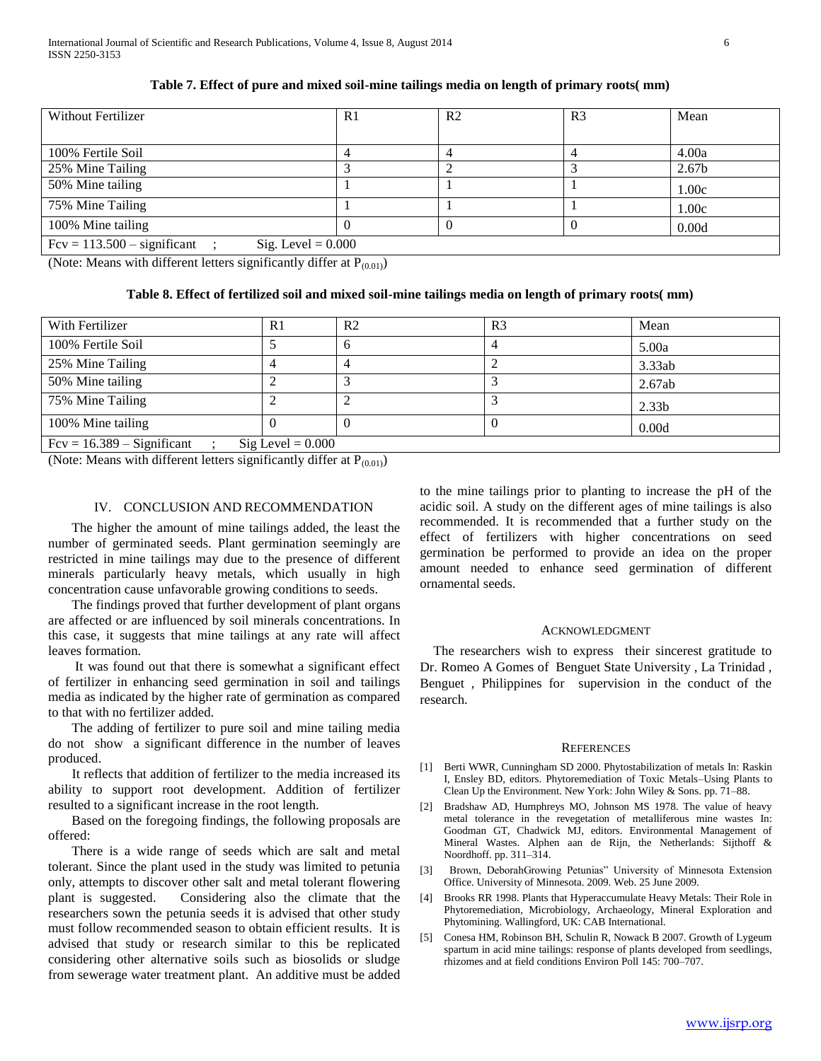**Table 7. Effect of pure and mixed soil-mine tailings media on length of primary roots( mm)**

| Without Fertilizer | R1 | R2 | R3 | Mean |
|---|---|---|---|---|
| 100% Fertile Soil | 4 | 4 | 4 | 4.00a |
| 25% Mine Tailing | 3 | 2 | 3 | 2.67b |
| 50% Mine tailing | 1 | 1 | 1 | 1.00c |
| 75% Mine Tailing | 1 | 1 | 1 | 1.00c |
| 100% Mine tailing | 0 | 0 | 0 | 0.00d |
| Fcv = 113.500 – significant ; Sig. Level = 0.000 | | | | |

(Note: Means with different letters significantly differ at $P_{(0.01)}$)

**Table 8. Effect of fertilized soil and mixed soil-mine tailings media on length of primary roots( mm)**

| With Fertilizer | R1 | R2 | R3 | Mean |
|---|---|---|---|---|
| 100% Fertile Soil | 5 | 6 | 4 | 5.00a |
| 25% Mine Tailing | 4 | 4 | 2 | 3.33ab |
| 50% Mine tailing | 2 | 3 | 3 | 2.67ab |
| 75% Mine Tailing | 2 | 2 | 3 | 2.33b |
| 100% Mine tailing | 0 | 0 | 0 | 0.00d |
| Fcv = 16.389 – Significant ; Sig Level = 0.000 | | | | |

(Note: Means with different letters significantly differ at $P_{(0.01)}$)

## IV. Conclusion and Recommendation

The higher the amount of mine tailings added, the least the number of germinated seeds. Plant germination seemingly are restricted in mine tailings may due to the presence of different minerals particularly heavy metals, which usually in high concentration cause unfavorable growing conditions to seeds.

The findings proved that further development of plant organs are affected or are influenced by soil minerals concentrations. In this case, it suggests that mine tailings at any rate will affect leaves formation.

It was found out that there is somewhat a significant effect of fertilizer in enhancing seed germination in soil and tailings media as indicated by the higher rate of germination as compared to that with no fertilizer added.

The adding of fertilizer to pure soil and mine tailing media do not show a significant difference in the number of leaves produced.

It reflects that addition of fertilizer to the media increased its ability to support root development. Addition of fertilizer resulted to a significant increase in the root length.

Based on the foregoing findings, the following proposals are offered:

There is a wide range of seeds which are salt and metal tolerant. Since the plant used in the study was limited to petunia only, attempts to discover other salt and metal tolerant flowering plant is suggested. Considering also the climate that the researchers sown the petunia seeds it is advised that other study must follow recommended season to obtain efficient results. It is advised that study or research similar to this be replicated considering other alternative soils such as biosolids or sludge from sewerage water treatment plant. An additive must be added to the mine tailings prior to planting to increase the pH of the acidic soil. A study on the different ages of mine tailings is also recommended. It is recommended that a further study on the effect of fertilizers with higher concentrations on seed germination be performed to provide an idea on the proper amount needed to enhance seed germination of different ornamental seeds.

## Acknowledgment

The researchers wish to express their sincerest gratitude to Dr. Romeo A Gomes of Benguet State University , La Trinidad , Benguet , Philippines for supervision in the conduct of the research.

## References

[1] Berti WWR, Cunningham SD 2000. Phytostabilization of metals In: Raskin I, Ensley BD, editors. Phytoremediation of Toxic Metals–Using Plants to Clean Up the Environment. New York: John Wiley & Sons. pp. 71–88.

[2] Bradshaw AD, Humphreys MO, Johnson MS 1978. The value of heavy metal tolerance in the revegetation of metalliferous mine wastes In: Goodman GT, Chadwick MJ, editors. Environmental Management of Mineral Wastes. Alphen aan de Rijn, the Netherlands: Sijthoff & Noordhoff. pp. 311–314.

[3] Brown, DeborahGrowing Petunias" University of Minnesota Extension Office. University of Minnesota. 2009. Web. 25 June 2009.

[4] Brooks RR 1998. Plants that Hyperaccumulate Heavy Metals: Their Role in Phytoremediation, Microbiology, Archaeology, Mineral Exploration and Phytomining. Wallingford, UK: CAB International.

[5] Conesa HM, Robinson BH, Schulin R, Nowack B 2007. Growth of Lygeum spartum in acid mine tailings: response of plants developed from seedlings, rhizomes and at field conditions Environ Poll 145: 700–707.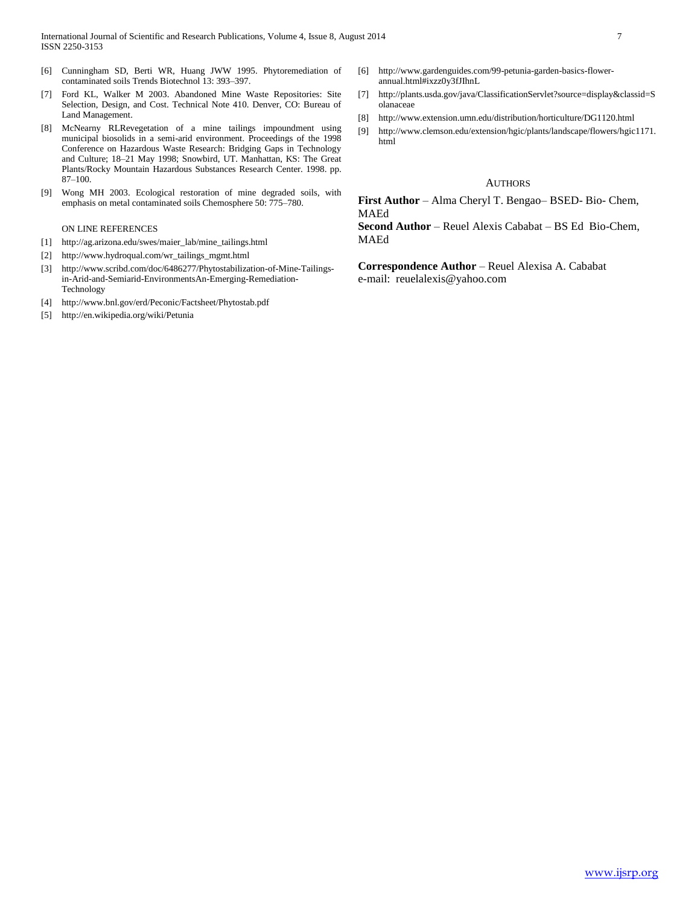[6] Cunningham SD, Berti WR, Huang JWW 1995. Phytoremediation of contaminated soils Trends Biotechnol 13: 393–397.

[7] Ford KL, Walker M 2003. Abandoned Mine Waste Repositories: Site Selection, Design, and Cost. Technical Note 410. Denver, CO: Bureau of Land Management.

[8] McNearny RLRevegetation of a mine tailings impoundment using municipal biosolids in a semi-arid environment. Proceedings of the 1998 Conference on Hazardous Waste Research: Bridging Gaps in Technology and Culture; 18–21 May 1998; Snowbird, UT. Manhattan, KS: The Great Plants/Rocky Mountain Hazardous Substances Research Center. 1998. pp. 87–100.

[9] Wong MH 2003. Ecological restoration of mine degraded soils, with emphasis on metal contaminated soils Chemosphere 50: 775–780.

ON LINE REFERENCES

[1] http://ag.arizona.edu/swes/maier_lab/mine_tailings.html

[2] http://www.hydroqual.com/wr_tailings_mgmt.html

[3] http://www.scribd.com/doc/6486277/Phytostabilization-of-Mine-Tailings-in-Arid-and-Semiarid-EnvironmentsAn-Emerging-Remediation-Technology

[4] http://www.bnl.gov/erd/Peconic/Factsheet/Phytostab.pdf

[5] http://en.wikipedia.org/wiki/Petunia

[6] http://www.gardenguides.com/99-petunia-garden-basics-flower-annual.html#ixzz0y3fJIhnL

[7] http://plants.usda.gov/java/ClassificationServlet?source=display&classid=Solanaceae

[8] http://www.extension.umn.edu/distribution/horticulture/DG1120.html

[9] http://www.clemson.edu/extension/hgic/plants/landscape/flowers/hgic1171.html

## AUTHORS

**First Author** – Alma Cheryl T. Bengao– BSED- Bio- Chem, MAEd

**Second Author** – Reuel Alexis Cababat – BS Ed Bio-Chem, MAEd

**Correspondence Author** – Reuel Alexisa A. Cababat
e-mail: reuelalexis@yahoo.com